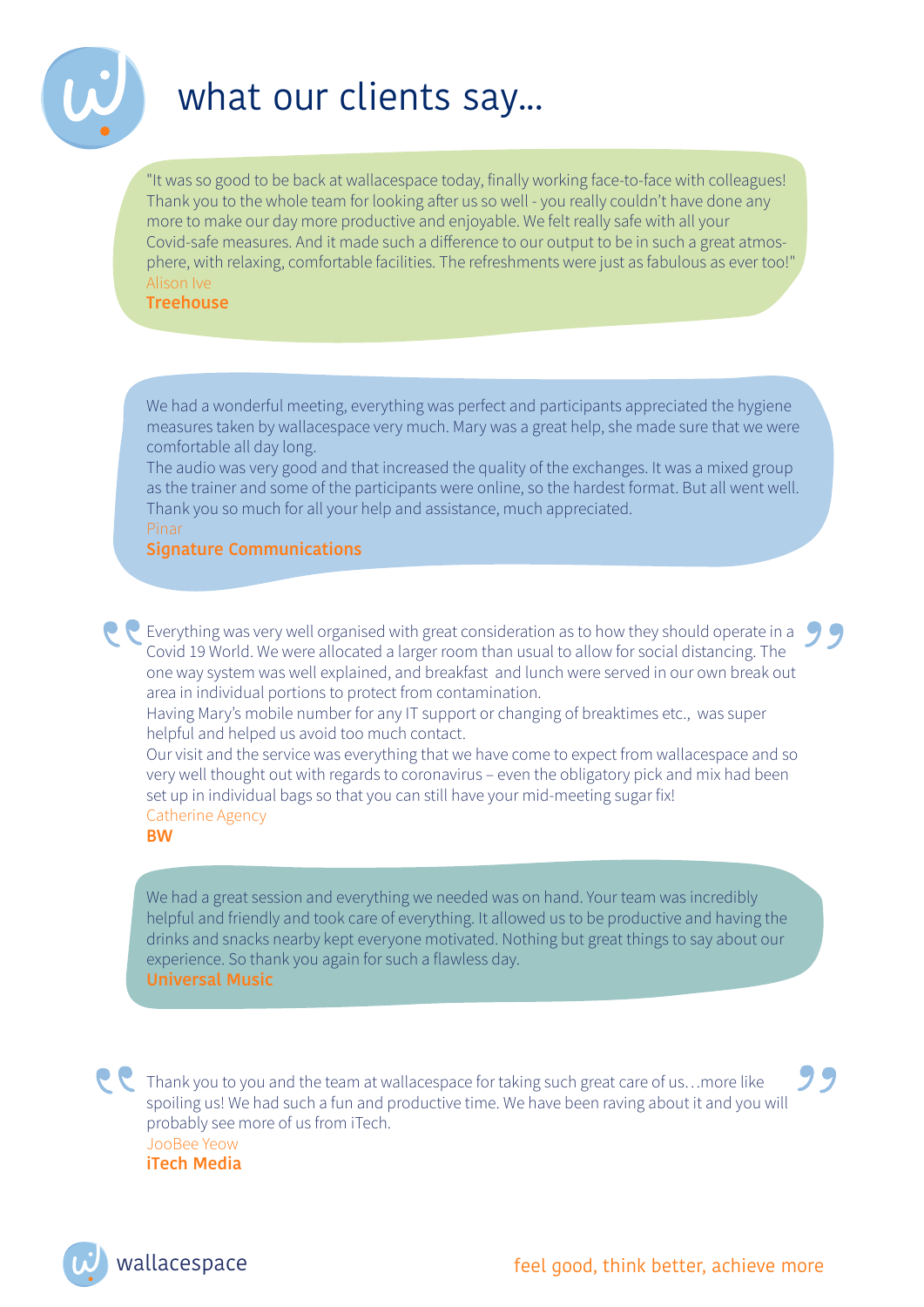# what our clients say...

"It was so good to be back at wallacespace today, finally working face-to-face with colleagues! Thank you to the whole team for looking after us so well - you really couldn't have done any more to make our day more productive and enjoyable. We felt really safe with all your Covid-safe measures. And it made such a difference to our output to be in such a great atmosphere, with relaxing, comfortable facilities. The refreshments were just as fabulous as ever too!"

Alison Ive
**Treehouse**

We had a wonderful meeting, everything was perfect and participants appreciated the hygiene measures taken by wallacespace very much. Mary was a great help, she made sure that we were comfortable all day long.
The audio was very good and that increased the quality of the exchanges. It was a mixed group as the trainer and some of the participants were online, so the hardest format. But all went well. Thank you so much for all your help and assistance, much appreciated.

Pinar
**Signature Communications**

Everything was very well organised with great consideration as to how they should operate in a Covid 19 World. We were allocated a larger room than usual to allow for social distancing. The one way system was well explained, and breakfast and lunch were served in our own break out area in individual portions to protect from contamination.
Having Mary's mobile number for any IT support or changing of breaktimes etc., was super helpful and helped us avoid too much contact.
Our visit and the service was everything that we have come to expect from wallacespace and so very well thought out with regards to coronavirus – even the obligatory pick and mix had been set up in individual bags so that you can still have your mid-meeting sugar fix!

Catherine Agency
**BW**

We had a great session and everything we needed was on hand. Your team was incredibly helpful and friendly and took care of everything. It allowed us to be productive and having the drinks and snacks nearby kept everyone motivated. Nothing but great things to say about our experience. So thank you again for such a flawless day.

**Universal Music**

Thank you to you and the team at wallacespace for taking such great care of us…more like spoiling us! We had such a fun and productive time. We have been raving about it and you will probably see more of us from iTech.

JooBee Yeow
**iTech Media**

wallacespace

feel good, think better, achieve more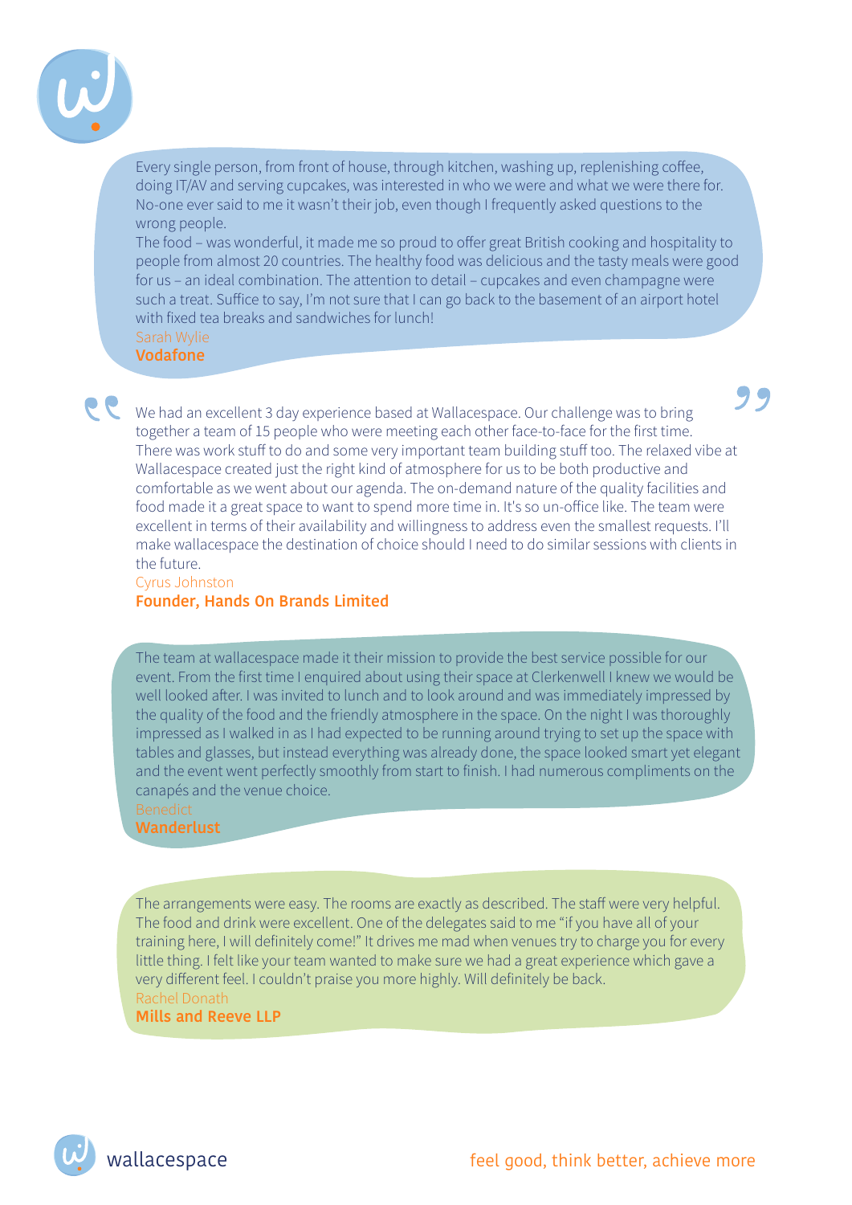Every single person, from front of house, through kitchen, washing up, replenishing coffee, doing IT/AV and serving cupcakes, was interested in who we were and what we were there for. No-one ever said to me it wasn't their job, even though I frequently asked questions to the wrong people.
The food – was wonderful, it made me so proud to offer great British cooking and hospitality to people from almost 20 countries. The healthy food was delicious and the tasty meals were good for us – an ideal combination. The attention to detail – cupcakes and even champagne were such a treat. Suffice to say, I'm not sure that I can go back to the basement of an airport hotel with fixed tea breaks and sandwiches for lunch!

Sarah Wylie
**Vodafone**

"We had an excellent 3 day experience based at Wallacespace. Our challenge was to bring together a team of 15 people who were meeting each other face-to-face for the first time. There was work stuff to do and some very important team building stuff too. The relaxed vibe at Wallacespace created just the right kind of atmosphere for us to be both productive and comfortable as we went about our agenda. The on-demand nature of the quality facilities and food made it a great space to want to spend more time in. It's so un-office like. The team were excellent in terms of their availability and willingness to address even the smallest requests. I'll make wallacespace the destination of choice should I need to do similar sessions with clients in the future."

Cyrus Johnston
**Founder, Hands On Brands Limited**

The team at wallacespace made it their mission to provide the best service possible for our event. From the first time I enquired about using their space at Clerkenwell I knew we would be well looked after. I was invited to lunch and to look around and was immediately impressed by the quality of the food and the friendly atmosphere in the space. On the night I was thoroughly impressed as I walked in as I had expected to be running around trying to set up the space with tables and glasses, but instead everything was already done, the space looked smart yet elegant and the event went perfectly smoothly from start to finish. I had numerous compliments on the canapés and the venue choice.

Benedict
**Wanderlust**

The arrangements were easy. The rooms are exactly as described. The staff were very helpful. The food and drink were excellent. One of the delegates said to me "if you have all of your training here, I will definitely come!" It drives me mad when venues try to charge you for every little thing. I felt like your team wanted to make sure we had a great experience which gave a very different feel. I couldn't praise you more highly. Will definitely be back.

Rachel Donath
**Mills and Reeve LLP**

wallacespace

feel good, think better, achieve more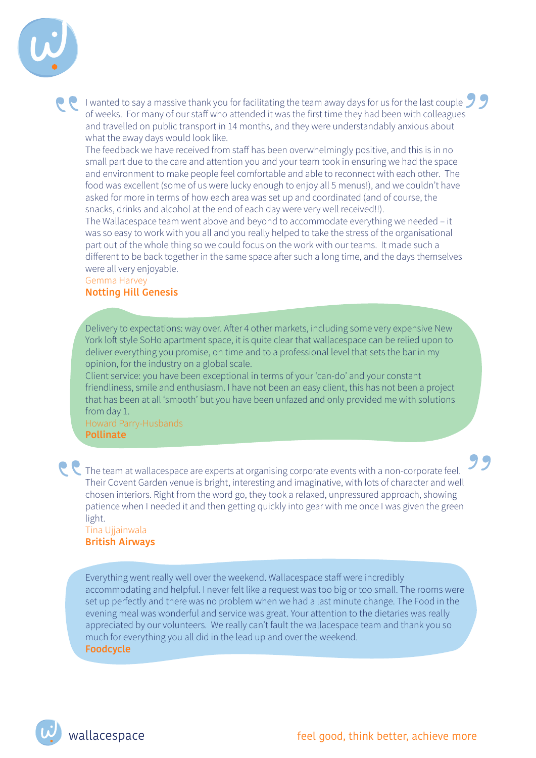I wanted to say a massive thank you for facilitating the team away days for us for the last couple of weeks. For many of our staff who attended it was the first time they had been with colleagues and travelled on public transport in 14 months, and they were understandably anxious about what the away days would look like.

The feedback we have received from staff has been overwhelmingly positive, and this is in no small part due to the care and attention you and your team took in ensuring we had the space and environment to make people feel comfortable and able to reconnect with each other. The food was excellent (some of us were lucky enough to enjoy all 5 menus!), and we couldn't have asked for more in terms of how each area was set up and coordinated (and of course, the snacks, drinks and alcohol at the end of each day were very well received!!).

The Wallacespace team went above and beyond to accommodate everything we needed – it was so easy to work with you all and you really helped to take the stress of the organisational part out of the whole thing so we could focus on the work with our teams. It made such a different to be back together in the same space after such a long time, and the days themselves were all very enjoyable.

Gemma Harvey
**Notting Hill Genesis**

Delivery to expectations: way over. After 4 other markets, including some very expensive New York loft style SoHo apartment space, it is quite clear that wallacespace can be relied upon to deliver everything you promise, on time and to a professional level that sets the bar in my opinion, for the industry on a global scale.

Client service: you have been exceptional in terms of your 'can-do' and your constant friendliness, smile and enthusiasm. I have not been an easy client, this has not been a project that has been at all 'smooth' but you have been unfazed and only provided me with solutions from day 1.

Howard Parry-Husbands
**Pollinate**

The team at wallacespace are experts at organising corporate events with a non-corporate feel. Their Covent Garden venue is bright, interesting and imaginative, with lots of character and well chosen interiors. Right from the word go, they took a relaxed, unpressured approach, showing patience when I needed it and then getting quickly into gear with me once I was given the green light.

Tina Ujjainwala
**British Airways**

Everything went really well over the weekend. Wallacespace staff were incredibly accommodating and helpful. I never felt like a request was too big or too small. The rooms were set up perfectly and there was no problem when we had a last minute change. The Food in the evening meal was wonderful and service was great. Your attention to the dietaries was really appreciated by our volunteers. We really can't fault the wallacespace team and thank you so much for everything you all did in the lead up and over the weekend.

**Foodcycle**